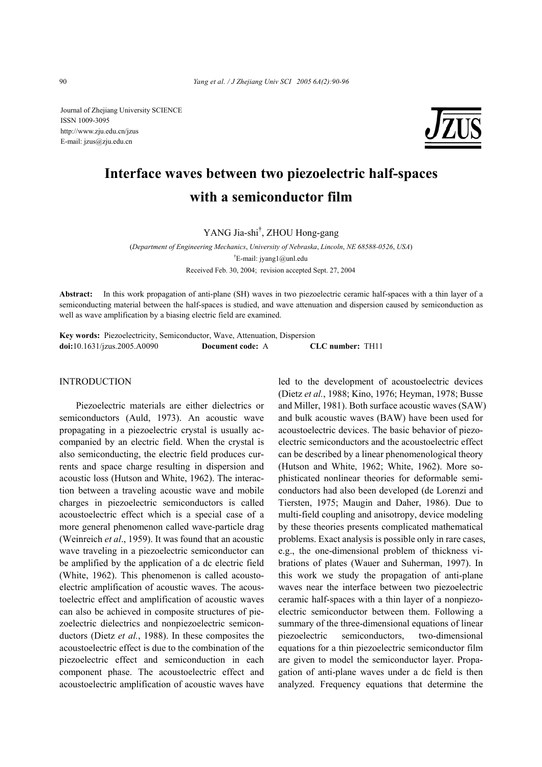Journal of Zhejiang University SCIENCE
ISSN 1009-3095
http://www.zju.edu.cn/jzus
E-mail: jzus@zju.edu.cn

# Interface waves between two piezoelectric half-spaces with a semiconductor film

YANG Jia-shi[†], ZHOU Hong-gang

(*Department of Engineering Mechanics, University of Nebraska, Lincoln, NE 68588-0526, USA*)

[†]E-mail: jyang1@unl.edu

Received Feb. 30, 2004; revision accepted Sept. 27, 2004

**Abstract:** In this work propagation of anti-plane (SH) waves in two piezoelectric ceramic half-spaces with a thin layer of a semiconducting material between the half-spaces is studied, and wave attenuation and dispersion caused by semiconduction as well as wave amplification by a biasing electric field are examined.

**Key words:** Piezoelectricity, Semiconductor, Wave, Attenuation, Dispersion
**doi:**10.1631/jzus.2005.A0090 **Document code:** A **CLC number:** TH11

## INTRODUCTION

Piezoelectric materials are either dielectrics or semiconductors (Auld, 1973). An acoustic wave propagating in a piezoelectric crystal is usually accompanied by an electric field. When the crystal is also semiconducting, the electric field produces currents and space charge resulting in dispersion and acoustic loss (Hutson and White, 1962). The interaction between a traveling acoustic wave and mobile charges in piezoelectric semiconductors is called acoustoelectric effect which is a special case of a more general phenomenon called wave-particle drag (Weinreich *et al*., 1959). It was found that an acoustic wave traveling in a piezoelectric semiconductor can be amplified by the application of a dc electric field (White, 1962). This phenomenon is called acoustoelectric amplification of acoustic waves. The acoustoelectric effect and amplification of acoustic waves can also be achieved in composite structures of piezoelectric dielectrics and nonpiezoelectric semiconductors (Dietz *et al.*, 1988). In these composites the acoustoelectric effect is due to the combination of the piezoelectric effect and semiconduction in each component phase. The acoustoelectric effect and acoustoelectric amplification of acoustic waves have led to the development of acoustoelectric devices (Dietz *et al.*, 1988; Kino, 1976; Heyman, 1978; Busse and Miller, 1981). Both surface acoustic waves (SAW) and bulk acoustic waves (BAW) have been used for acoustoelectric devices. The basic behavior of piezoelectric semiconductors and the acoustoelectric effect can be described by a linear phenomenological theory (Hutson and White, 1962; White, 1962). More sophisticated nonlinear theories for deformable semiconductors had also been developed (de Lorenzi and Tiersten, 1975; Maugin and Daher, 1986). Due to multi-field coupling and anisotropy, device modeling by these theories presents complicated mathematical problems. Exact analysis is possible only in rare cases, e.g., the one-dimensional problem of thickness vibrations of plates (Wauer and Suherman, 1997). In this work we study the propagation of anti-plane waves near the interface between two piezoelectric ceramic half-spaces with a thin layer of a nonpiezoelectric semiconductor between them. Following a summary of the three-dimensional equations of linear piezoelectric semiconductors, two-dimensional equations for a thin piezoelectric semiconductor film are given to model the semiconductor layer. Propagation of anti-plane waves under a dc field is then analyzed. Frequency equations that determine the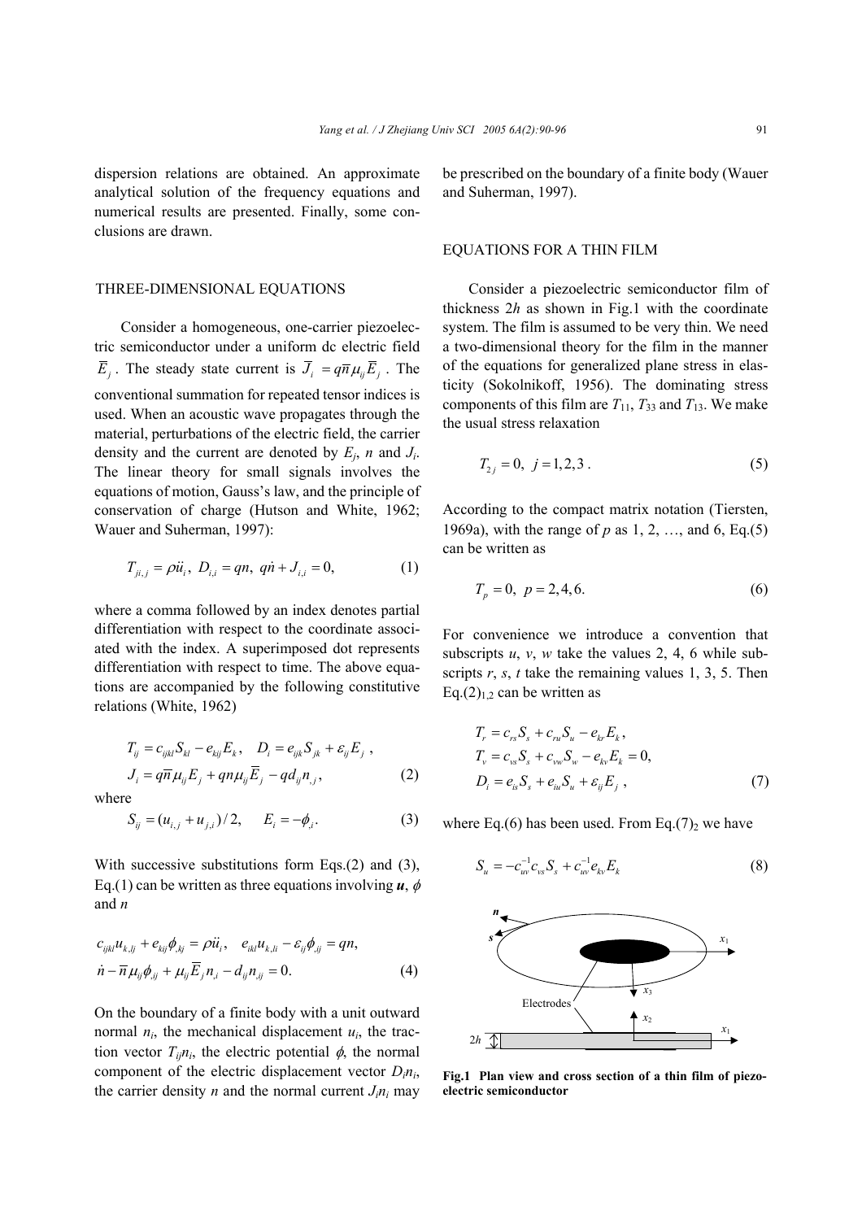dispersion relations are obtained. An approximate analytical solution of the frequency equations and numerical results are presented. Finally, some conclusions are drawn.

## THREE-DIMENSIONAL EQUATIONS

Consider a homogeneous, one-carrier piezoelectric semiconductor under a uniform dc electric field $\bar{E}_j$. The steady state current is $\bar{J}_i = q\bar{n}\mu_{ij}\bar{E}_j$. The conventional summation for repeated tensor indices is used. When an acoustic wave propagates through the material, perturbations of the electric field, the carrier density and the current are denoted by $E_j$, $n$ and $J_i$. The linear theory for small signals involves the equations of motion, Gauss's law, and the principle of conservation of charge (Hutson and White, 1962; Wauer and Suherman, 1997):

$$T_{ji,j} = \rho\ddot{u}_i,\ D_{i,i} = qn,\ q\dot{n} + J_{i,i} = 0, \tag{1}$$

where a comma followed by an index denotes partial differentiation with respect to the coordinate associated with the index. A superimposed dot represents differentiation with respect to time. The above equations are accompanied by the following constitutive relations (White, 1962)

$$T_{ij} = c_{ijkl}S_{kl} - e_{kij}E_k,\quad D_i = e_{ijk}S_{jk} + \varepsilon_{ij}E_j\ ,$$
$$J_i = q\bar{n}\mu_{ij}E_j + qn\mu_{ij}\bar{E}_j - qd_{ij}n_{,j}, \tag{2}$$

where

$$S_{ij} = (u_{i,j} + u_{j,i})/2,\qquad E_i = -\phi_{,i}. \tag{3}$$

With successive substitutions form Eqs.(2) and (3), Eq.(1) can be written as three equations involving $\boldsymbol{u}$, $\phi$ and $n$

$$c_{ijkl}u_{k,lj} + e_{kij}\phi_{,kj} = \rho\ddot{u}_i,\quad e_{ikl}u_{k,li} - \varepsilon_{ij}\phi_{,ij} = qn,$$
$$\dot{n} - \bar{n}\mu_{ij}\phi_{,ij} + \mu_{ij}\bar{E}_j n_{,i} - d_{ij}n_{,ij} = 0. \tag{4}$$

On the boundary of a finite body with a unit outward normal $n_i$, the mechanical displacement $u_i$, the traction vector $T_{ij}n_i$, the electric potential $\phi$, the normal component of the electric displacement vector $D_in_i$, the carrier density $n$ and the normal current $J_in_i$ may be prescribed on the boundary of a finite body (Wauer and Suherman, 1997).

## EQUATIONS FOR A THIN FILM

Consider a piezoelectric semiconductor film of thickness $2h$ as shown in Fig.1 with the coordinate system. The film is assumed to be very thin. We need a two-dimensional theory for the film in the manner of the equations for generalized plane stress in elasticity (Sokolnikoff, 1956). The dominating stress components of this film are $T_{11}$, $T_{33}$ and $T_{13}$. We make the usual stress relaxation

$$T_{2j} = 0,\ j = 1,2,3\ . \tag{5}$$

According to the compact matrix notation (Tiersten, 1969a), with the range of $p$ as 1, 2, …, and 6, Eq.(5) can be written as

$$T_p = 0,\ p = 2,4,6. \tag{6}$$

For convenience we introduce a convention that subscripts $u$, $v$, $w$ take the values 2, 4, 6 while subscripts $r$, $s$, $t$ take the remaining values 1, 3, 5. Then Eq.$(2)_{1,2}$ can be written as

$$T_r = c_{rs}S_s + c_{ru}S_u - e_{kr}E_k,$$
$$T_v = c_{vs}S_s + c_{vw}S_w - e_{kv}E_k = 0,$$
$$D_i = e_{is}S_s + e_{iu}S_u + \varepsilon_{ij}E_j\ , \tag{7}$$

where Eq.(6) has been used. From Eq.$(7)_2$ we have

$$S_u = -c_{uv}^{-1}c_{vs}S_s + c_{uv}^{-1}e_{kv}E_k \tag{8}$$

**Fig.1 Plan view and cross section of a thin film of piezoelectric semiconductor**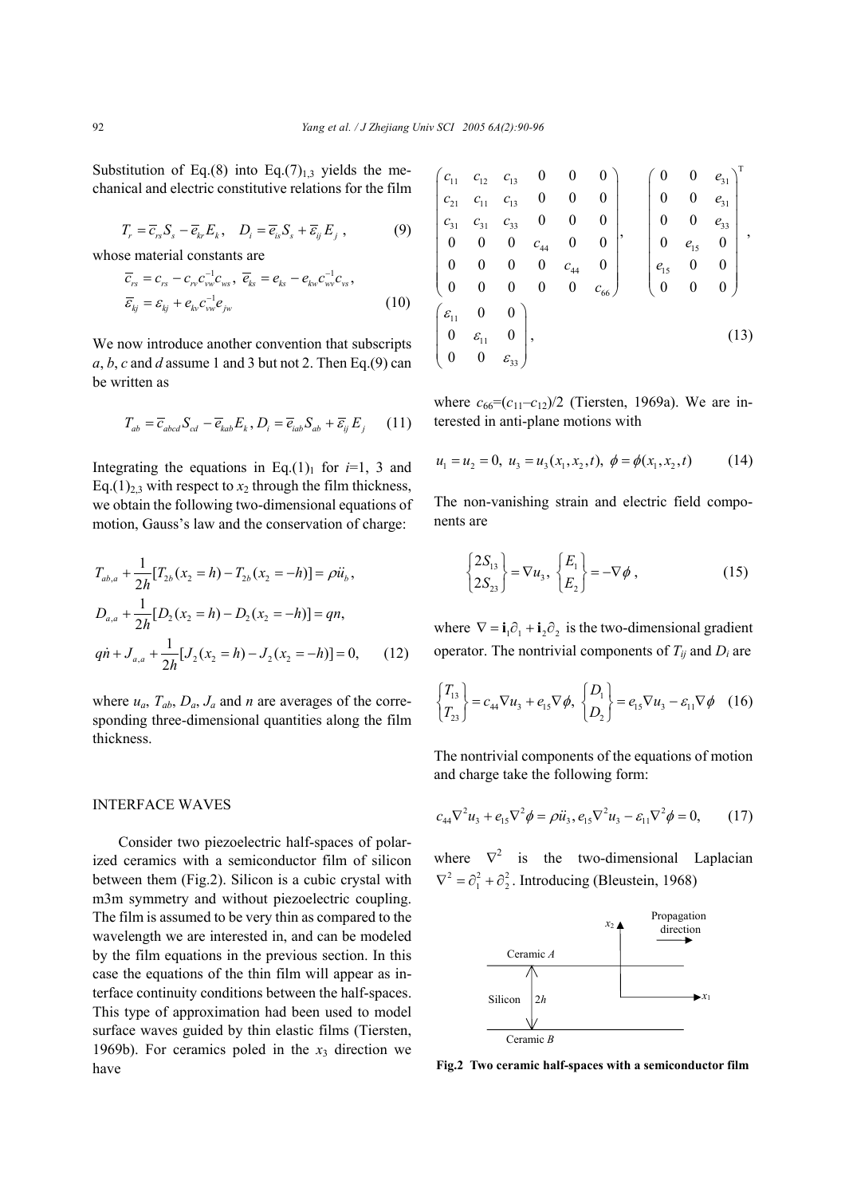Substitution of Eq.(8) into Eq.(7)$_{1,3}$ yields the mechanical and electric constitutive relations for the film

$$T_r = \bar{c}_{rs} S_s - \bar{e}_{kr} E_k, \quad D_i = \bar{e}_{is} S_s + \bar{\varepsilon}_{ij} E_j, \tag{9}$$

whose material constants are

$$\bar{c}_{rs} = c_{rs} - c_{rv} c_{vw}^{-1} c_{ws}, \quad \bar{e}_{ks} = e_{ks} - e_{kw} c_{wv}^{-1} c_{vs},$$
$$\bar{\varepsilon}_{kj} = \varepsilon_{kj} + e_{kv} c_{vw}^{-1} e_{jw} \tag{10}$$

We now introduce another convention that subscripts $a$, $b$, $c$ and $d$ assume 1 and 3 but not 2. Then Eq.(9) can be written as

$$T_{ab} = \bar{c}_{abcd} S_{cd} - \bar{e}_{kab} E_k, \; D_i = \bar{e}_{iab} S_{ab} + \bar{\varepsilon}_{ij} E_j \tag{11}$$

Integrating the equations in Eq.(1)$_1$ for $i$=1, 3 and Eq.(1)$_{2,3}$ with respect to $x_2$ through the film thickness, we obtain the following two-dimensional equations of motion, Gauss's law and the conservation of charge:

$$T_{ab,a} + \frac{1}{2h}[T_{2b}(x_2 = h) - T_{2b}(x_2 = -h)] = \rho \ddot{u}_b,$$
$$D_{a,a} + \frac{1}{2h}[D_2(x_2 = h) - D_2(x_2 = -h)] = qn,$$
$$q\dot{n} + J_{a,a} + \frac{1}{2h}[J_2(x_2 = h) - J_2(x_2 = -h)] = 0, \tag{12}$$

where $u_a$, $T_{ab}$, $D_a$, $J_a$ and $n$ are averages of the corresponding three-dimensional quantities along the film thickness.

## INTERFACE WAVES

Consider two piezoelectric half-spaces of polarized ceramics with a semiconductor film of silicon between them (Fig.2). Silicon is a cubic crystal with m3m symmetry and without piezoelectric coupling. The film is assumed to be very thin as compared to the wavelength we are interested in, and can be modeled by the film equations in the previous section. In this case the equations of the thin film will appear as interface continuity conditions between the half-spaces. This type of approximation had been used to model surface waves guided by thin elastic films (Tiersten, 1969b). For ceramics poled in the $x_3$ direction we have

$$\begin{pmatrix} c_{11} & c_{12} & c_{13} & 0 & 0 & 0 \\ c_{21} & c_{11} & c_{13} & 0 & 0 & 0 \\ c_{31} & c_{31} & c_{33} & 0 & 0 & 0 \\ 0 & 0 & 0 & c_{44} & 0 & 0 \\ 0 & 0 & 0 & 0 & c_{44} & 0 \\ 0 & 0 & 0 & 0 & 0 & c_{66} \end{pmatrix}, \quad \begin{pmatrix} 0 & 0 & e_{31} \\ 0 & 0 & e_{31} \\ 0 & 0 & e_{33} \\ 0 & e_{15} & 0 \\ e_{15} & 0 & 0 \\ 0 & 0 & 0 \end{pmatrix}^{\mathrm{T}},$$
$$\begin{pmatrix} \varepsilon_{11} & 0 & 0 \\ 0 & \varepsilon_{11} & 0 \\ 0 & 0 & \varepsilon_{33} \end{pmatrix}, \tag{13}$$

where $c_{66}$=$(c_{11}$–$c_{12})/2$ (Tiersten, 1969a). We are interested in anti-plane motions with

$$u_1 = u_2 = 0, \; u_3 = u_3(x_1, x_2, t), \; \phi = \phi(x_1, x_2, t) \tag{14}$$

The non-vanishing strain and electric field components are

$$\begin{Bmatrix} 2S_{13} \\ 2S_{23} \end{Bmatrix} = \nabla u_3, \; \begin{Bmatrix} E_1 \\ E_2 \end{Bmatrix} = -\nabla \phi, \tag{15}$$

where $\nabla = \mathbf{i}_1 \partial_1 + \mathbf{i}_2 \partial_2$ is the two-dimensional gradient operator. The nontrivial components of $T_{ij}$ and $D_i$ are

$$\begin{Bmatrix} T_{13} \\ T_{23} \end{Bmatrix} = c_{44} \nabla u_3 + e_{15} \nabla \phi, \; \begin{Bmatrix} D_1 \\ D_2 \end{Bmatrix} = e_{15} \nabla u_3 - \varepsilon_{11} \nabla \phi \tag{16}$$

The nontrivial components of the equations of motion and charge take the following form:

$$c_{44} \nabla^2 u_3 + e_{15} \nabla^2 \phi = \rho \ddot{u}_3, \, e_{15} \nabla^2 u_3 - \varepsilon_{11} \nabla^2 \phi = 0, \tag{17}$$

where $\nabla^2$ is the two-dimensional Laplacian $\nabla^2 = \partial_1^2 + \partial_2^2$. Introducing (Bleustein, 1968)

**Fig.2 Two ceramic half-spaces with a semiconductor film**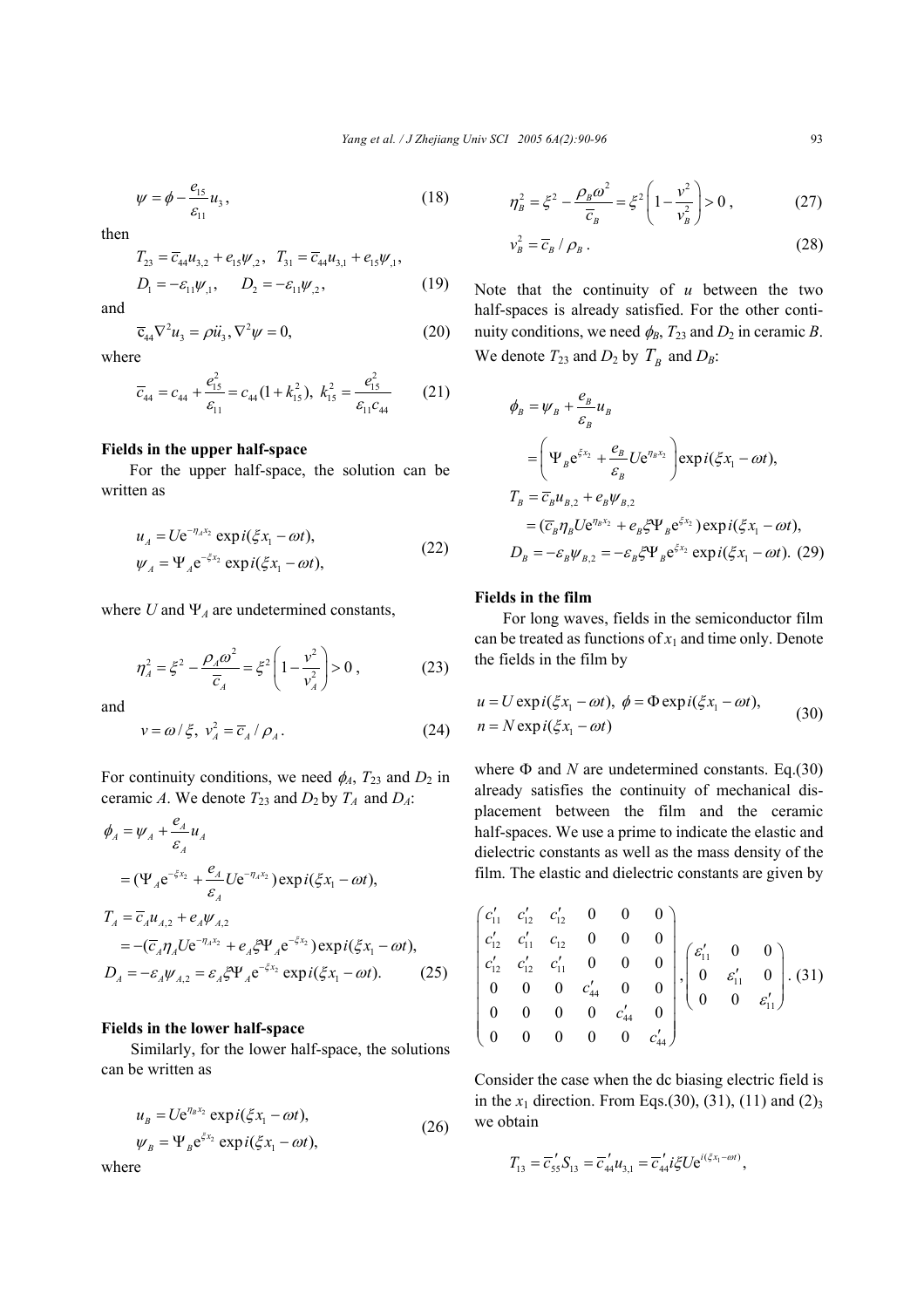$$\psi = \phi - \frac{e_{15}}{\varepsilon_{11}} u_3, \tag{18}$$

then

$$T_{23} = \bar{c}_{44} u_{3,2} + e_{15}\psi_{,2}, \quad T_{31} = \bar{c}_{44} u_{3,1} + e_{15}\psi_{,1},$$
$$D_1 = -\varepsilon_{11}\psi_{,1}, \quad D_2 = -\varepsilon_{11}\psi_{,2}, \tag{19}$$

and

$$\bar{c}_{44}\nabla^2 u_3 = \rho \ddot{u}_3, \nabla^2 \psi = 0, \tag{20}$$

where

$$\bar{c}_{44} = c_{44} + \frac{e_{15}^2}{\varepsilon_{11}} = c_{44}(1 + k_{15}^2), \; k_{15}^2 = \frac{e_{15}^2}{\varepsilon_{11} c_{44}} \tag{21}$$

**Fields in the upper half-space**

For the upper half-space, the solution can be written as

$$u_A = U \mathrm{e}^{-\eta_A x_2} \exp i(\xi x_1 - \omega t),$$
$$\psi_A = \Psi_A \mathrm{e}^{-\xi x_2} \exp i(\xi x_1 - \omega t), \tag{22}$$

where $U$ and $\Psi_A$ are undetermined constants,

$$\eta_A^2 = \xi^2 - \frac{\rho_A \omega^2}{\bar{c}_A} = \xi^2 \left(1 - \frac{v^2}{v_A^2}\right) > 0, \tag{23}$$

and

$$v = \omega / \xi, \; v_A^2 = \bar{c}_A / \rho_A. \tag{24}$$

For continuity conditions, we need $\phi_A$, $T_{23}$ and $D_2$ in ceramic $A$. We denote $T_{23}$ and $D_2$ by $T_A$ and $D_A$:

$$\begin{aligned}
\phi_A &= \psi_A + \frac{e_A}{\varepsilon_A} u_A \\
&= (\Psi_A \mathrm{e}^{-\xi x_2} + \frac{e_A}{\varepsilon_A} U \mathrm{e}^{-\eta_A x_2}) \exp i(\xi x_1 - \omega t), \\
T_A &= \bar{c}_A u_{A,2} + e_A \psi_{A,2} \\
&= -(\bar{c}_A \eta_A U \mathrm{e}^{-\eta_A x_2} + e_A \xi \Psi_A \mathrm{e}^{-\xi x_2}) \exp i(\xi x_1 - \omega t), \\
D_A &= -\varepsilon_A \psi_{A,2} = \varepsilon_A \xi \Psi_A \mathrm{e}^{-\xi x_2} \exp i(\xi x_1 - \omega t).
\end{aligned} \tag{25}$$

**Fields in the lower half-space**

Similarly, for the lower half-space, the solutions can be written as

$$u_B = U \mathrm{e}^{\eta_B x_2} \exp i(\xi x_1 - \omega t),$$
$$\psi_B = \Psi_B \mathrm{e}^{\xi x_2} \exp i(\xi x_1 - \omega t), \tag{26}$$

where

$$\eta_B^2 = \xi^2 - \frac{\rho_B \omega^2}{\bar{c}_B} = \xi^2 \left(1 - \frac{v^2}{v_B^2}\right) > 0, \tag{27}$$

$$v_B^2 = \bar{c}_B / \rho_B. \tag{28}$$

Note that the continuity of $u$ between the two half-spaces is already satisfied. For the other continuity conditions, we need $\phi_B$, $T_{23}$ and $D_2$ in ceramic $B$. We denote $T_{23}$ and $D_2$ by $T_B$ and $D_B$:

$$\begin{aligned}
\phi_B &= \psi_B + \frac{e_B}{\varepsilon_B} u_B \\
&= \left(\Psi_B \mathrm{e}^{\xi x_2} + \frac{e_B}{\varepsilon_B} U \mathrm{e}^{\eta_B x_2}\right) \exp i(\xi x_1 - \omega t), \\
T_B &= \bar{c}_B u_{B,2} + e_B \psi_{B,2} \\
&= (\bar{c}_B \eta_B U \mathrm{e}^{\eta_B x_2} + e_B \xi \Psi_B \mathrm{e}^{\xi x_2}) \exp i(\xi x_1 - \omega t), \\
D_B &= -\varepsilon_B \psi_{B,2} = -\varepsilon_B \xi \Psi_B \mathrm{e}^{\xi x_2} \exp i(\xi x_1 - \omega t).
\end{aligned} \tag{29}$$

**Fields in the film**

For long waves, fields in the semiconductor film can be treated as functions of $x_1$ and time only. Denote the fields in the film by

$$u = U \exp i(\xi x_1 - \omega t), \; \phi = \Phi \exp i(\xi x_1 - \omega t),$$
$$n = N \exp i(\xi x_1 - \omega t) \tag{30}$$

where $\Phi$ and $N$ are undetermined constants. Eq.(30) already satisfies the continuity of mechanical displacement between the film and the ceramic half-spaces. We use a prime to indicate the elastic and dielectric constants as well as the mass density of the film. The elastic and dielectric constants are given by

$$\begin{pmatrix}
c'_{11} & c'_{12} & c'_{12} & 0 & 0 & 0 \\
c'_{12} & c'_{11} & c_{12} & 0 & 0 & 0 \\
c'_{12} & c'_{12} & c'_{11} & 0 & 0 & 0 \\
0 & 0 & 0 & c'_{44} & 0 & 0 \\
0 & 0 & 0 & 0 & c'_{44} & 0 \\
0 & 0 & 0 & 0 & 0 & c'_{44}
\end{pmatrix}, \begin{pmatrix}
\varepsilon'_{11} & 0 & 0 \\
0 & \varepsilon'_{11} & 0 \\
0 & 0 & \varepsilon'_{11}
\end{pmatrix}. \tag{31}$$

Consider the case when the dc biasing electric field is in the $x_1$ direction. From Eqs.(30), (31), (11) and $(2)_3$ we obtain

$$T_{13} = \bar{c}'_{55} S_{13} = \bar{c}'_{44} u_{3,1} = \bar{c}'_{44} i\xi U \mathrm{e}^{i(\xi x_1 - \omega t)},$$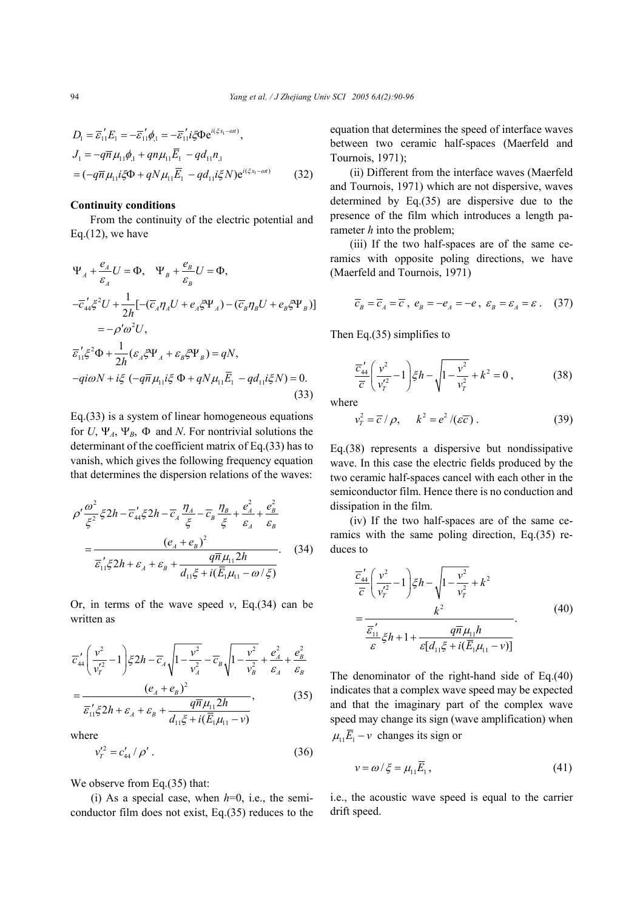$$
D_1 = \bar{\varepsilon}'_{11} E_1 = -\bar{\varepsilon}'_{11} \phi_{,1} = -\bar{\varepsilon}'_{11} i\xi \Phi e^{i(\xi x_1 - \omega t)},
$$

$$
\begin{aligned}
J_1 &= -q\bar{n}\mu_{11}\phi_{,1} + qn\mu_{11}\bar{E}_1 - qd_{11}n_{,1} \\
&= (-q\bar{n}\mu_{11} i\xi \Phi + qN\mu_{11}\bar{E}_1 - qd_{11} i\xi N) e^{i(\xi x_1 - \omega t)}
\end{aligned} \tag{32}
$$

**Continuity conditions**

From the continuity of the electric potential and Eq.(12), we have

$$
\begin{aligned}
&\Psi_A + \frac{e_A}{\varepsilon_A} U = \Phi, \quad \Psi_B + \frac{e_B}{\varepsilon_B} U = \Phi, \\
&-\bar{c}'_{44}\xi^2 U + \frac{1}{2h}[-(\bar{c}_A \eta_A U + e_A \xi \Psi_A) - (\bar{c}_B \eta_B U + e_B \xi \Psi_B)] \\
&\quad = -\rho' \omega^2 U, \\
&\bar{\varepsilon}'_{11}\xi^2 \Phi + \frac{1}{2h}(\varepsilon_A \xi \Psi_A + \varepsilon_B \xi \Psi_B) = qN, \\
&-qi\omega N + i\xi\,(-q\bar{n}\mu_{11} i\xi\, \Phi + qN\mu_{11}\bar{E}_1 - qd_{11} i\xi N) = 0.
\end{aligned} \tag{33}
$$

Eq.(33) is a system of linear homogeneous equations for $U$, $\Psi_A$, $\Psi_B$, $\Phi$ and $N$. For nontrivial solutions the determinant of the coefficient matrix of Eq.(33) has to vanish, which gives the following frequency equation that determines the dispersion relations of the waves:

$$
\begin{aligned}
&\rho' \frac{\omega^2}{\xi^2}\xi 2h - \bar{c}'_{44}\xi 2h - \bar{c}_A \frac{\eta_A}{\xi} - \bar{c}_B \frac{\eta_B}{\xi} + \frac{e_A^2}{\varepsilon_A} + \frac{e_B^2}{\varepsilon_B} \\
&= \frac{(e_A + e_B)^2}{\bar{\varepsilon}'_{11}\xi 2h + \varepsilon_A + \varepsilon_B + \dfrac{q\bar{n}\mu_{11} 2h}{d_{11}\xi + i(\bar{E}_1\mu_{11} - \omega/\xi)}}.
\end{aligned} \tag{34}
$$

Or, in terms of the wave speed $v$, Eq.(34) can be written as

$$
\begin{aligned}
&\bar{c}'_{44}\left(\frac{v^2}{v_T'^2} - 1\right)\xi 2h - \bar{c}_A\sqrt{1 - \frac{v^2}{v_A^2}} - \bar{c}_B\sqrt{1 - \frac{v^2}{v_B^2}} + \frac{e_A^2}{\varepsilon_A} + \frac{e_B^2}{\varepsilon_B} \\
&= \frac{(e_A + e_B)^2}{\bar{\varepsilon}'_{11}\xi 2h + \varepsilon_A + \varepsilon_B + \dfrac{q\bar{n}\mu_{11} 2h}{d_{11}\xi + i(\bar{E}_1\mu_{11} - v)}},
\end{aligned} \tag{35}
$$

where

$$
v_T'^2 = c'_{44}/\rho'. \tag{36}
$$

We observe from Eq.(35) that:

(i) As a special case, when $h$=0, i.e., the semiconductor film does not exist, Eq.(35) reduces to the equation that determines the speed of interface waves between two ceramic half-spaces (Maerfeld and Tournois, 1971);

(ii) Different from the interface waves (Maerfeld and Tournois, 1971) which are not dispersive, waves determined by Eq.(35) are dispersive due to the presence of the film which introduces a length parameter $h$ into the problem;

(iii) If the two half-spaces are of the same ceramics with opposite poling directions, we have (Maerfeld and Tournois, 1971)

$$
\bar{c}_B = \bar{c}_A = \bar{c}, \; e_B = -e_A = -e, \; \varepsilon_B = \varepsilon_A = \varepsilon. \tag{37}
$$

Then Eq.(35) simplifies to

$$
\frac{\bar{c}'_{44}}{\bar{c}}\left(\frac{v^2}{v_T'^2} - 1\right)\xi h - \sqrt{1 - \frac{v^2}{v_T^2}} + k^2 = 0, \tag{38}
$$

where

$$
v_T^2 = \bar{c}/\rho, \quad k^2 = e^2/(\varepsilon\bar{c}). \tag{39}
$$

Eq.(38) represents a dispersive but nondissipative wave. In this case the electric fields produced by the two ceramic half-spaces cancel with each other in the semiconductor film. Hence there is no conduction and dissipation in the film.

(iv) If the two half-spaces are of the same ceramics with the same poling direction, Eq.(35) reduces to

$$
\begin{aligned}
&\frac{\bar{c}'_{44}}{\bar{c}}\left(\frac{v^2}{v_T'^2} - 1\right)\xi h - \sqrt{1 - \frac{v^2}{v_T^2}} + k^2 \\
&= \frac{k^2}{\dfrac{\bar{\varepsilon}'_{11}}{\varepsilon}\xi h + 1 + \dfrac{q\bar{n}\mu_{11} h}{\varepsilon[d_{11}\xi + i(\bar{E}_1\mu_{11} - v)]}}.
\end{aligned} \tag{40}
$$

The denominator of the right-hand side of Eq.(40) indicates that a complex wave speed may be expected and that the imaginary part of the complex wave speed may change its sign (wave amplification) when $\mu_{11}\bar{E}_1 - v$ changes its sign or

$$
v = \omega/\xi = \mu_{11}\bar{E}_1, \tag{41}
$$

i.e., the acoustic wave speed is equal to the carrier drift speed.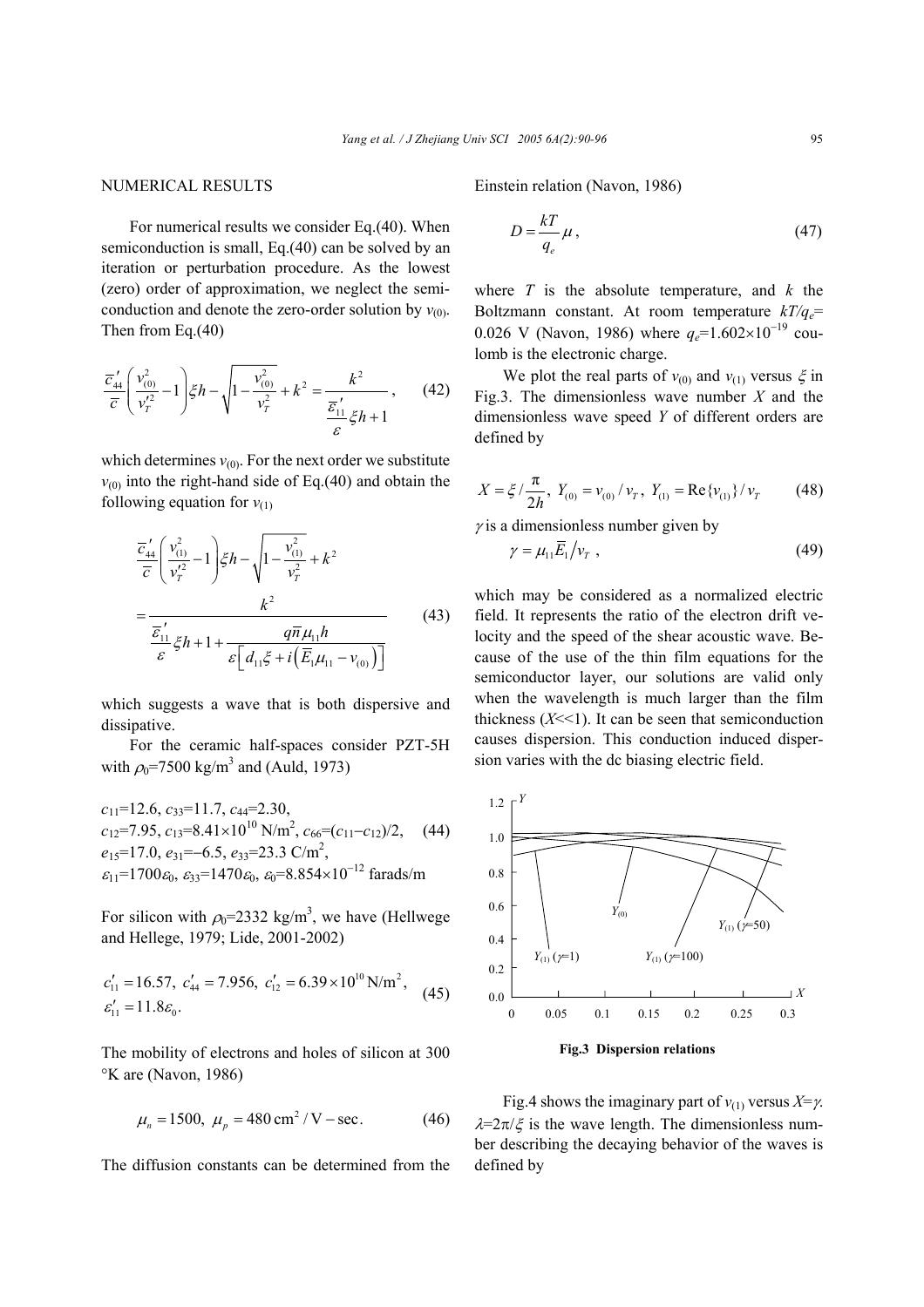## NUMERICAL RESULTS

For numerical results we consider Eq.(40). When semiconduction is small, Eq.(40) can be solved by an iteration or perturbation procedure. As the lowest (zero) order of approximation, we neglect the semiconduction and denote the zero-order solution by $v_{(0)}$. Then from Eq.(40)

$$\frac{\overline{c}'_{44}}{\overline{c}}\left(\frac{v_{(0)}^2}{v_T'^2}-1\right)\xi h-\sqrt{1-\frac{v_{(0)}^2}{v_T^2}}+k^2=\frac{k^2}{\dfrac{\overline{\varepsilon}'_{11}}{\varepsilon}\xi h+1}, \tag{42}$$

which determines $v_{(0)}$. For the next order we substitute $v_{(0)}$ into the right-hand side of Eq.(40) and obtain the following equation for $v_{(1)}$

$$\frac{\overline{c}'_{44}}{\overline{c}}\left(\frac{v_{(1)}^2}{v_T'^2}-1\right)\xi h-\sqrt{1-\frac{v_{(1)}^2}{v_T^2}}+k^2 = \frac{k^2}{\dfrac{\overline{\varepsilon}'_{11}}{\varepsilon}\xi h+1+\dfrac{q\overline{n}\mu_{11}h}{\varepsilon\left[d_{11}\xi+i\left(\overline{E}_1\mu_{11}-v_{(0)}\right)\right]}} \tag{43}$$

which suggests a wave that is both dispersive and dissipative.

For the ceramic half-spaces consider PZT-5H with $\rho_0$=7500 kg/m$^3$ and (Auld, 1973)

$$\begin{aligned}&c_{11}=12.6,\ c_{33}=11.7,\ c_{44}=2.30,\\ &c_{12}=7.95,\ c_{13}=8.41\times10^{10}\ \text{N/m}^2,\ c_{66}=(c_{11}-c_{12})/2,\\ &e_{15}=17.0,\ e_{31}=-6.5,\ e_{33}=23.3\ \text{C/m}^2,\\ &\varepsilon_{11}=1700\varepsilon_0,\ \varepsilon_{33}=1470\varepsilon_0,\ \varepsilon_0=8.854\times10^{-12}\ \text{farads/m}\end{aligned} \tag{44}$$

For silicon with $\rho_0$=2332 kg/m$^3$, we have (Hellwege and Hellege, 1979; Lide, 2001-2002)

$$\begin{aligned}&c'_{11}=16.57,\ c'_{44}=7.956,\ c'_{12}=6.39\times10^{10}\ \text{N/m}^2,\\ &\varepsilon'_{11}=11.8\varepsilon_0.\end{aligned} \tag{45}$$

The mobility of electrons and holes of silicon at 300 °K are (Navon, 1986)

$$\mu_n=1500,\ \mu_p=480\ \text{cm}^2/\text{V}-\text{sec}. \tag{46}$$

The diffusion constants can be determined from the Einstein relation (Navon, 1986)

$$D=\frac{kT}{q_e}\mu, \tag{47}$$

where $T$ is the absolute temperature, and $k$ the Boltzmann constant. At room temperature $kT/q_e$= 0.026 V (Navon, 1986) where $q_e$=1.602×10$^{-19}$ coulomb is the electronic charge.

We plot the real parts of $v_{(0)}$ and $v_{(1)}$ versus $\xi$ in Fig.3. The dimensionless wave number $X$ and the dimensionless wave speed $Y$ of different orders are defined by

$$X=\xi/\frac{\pi}{2h},\ Y_{(0)}=v_{(0)}/v_T,\ Y_{(1)}=\text{Re}\{v_{(1)}\}/v_T \tag{48}$$

$\gamma$ is a dimensionless number given by

$$\gamma=\mu_{11}\overline{E}_1/v_T, \tag{49}$$

which may be considered as a normalized electric field. It represents the ratio of the electron drift velocity and the speed of the shear acoustic wave. Because of the use of the thin film equations for the semiconductor layer, our solutions are valid only when the wavelength is much larger than the film thickness ($X$<<1). It can be seen that semiconduction causes dispersion. This conduction induced dispersion varies with the dc biasing electric field.

**Fig.3 Dispersion relations**

Fig.4 shows the imaginary part of $v_{(1)}$ versus $X$=$\gamma$. $\lambda$=2π/$\xi$ is the wave length. The dimensionless number describing the decaying behavior of the waves is defined by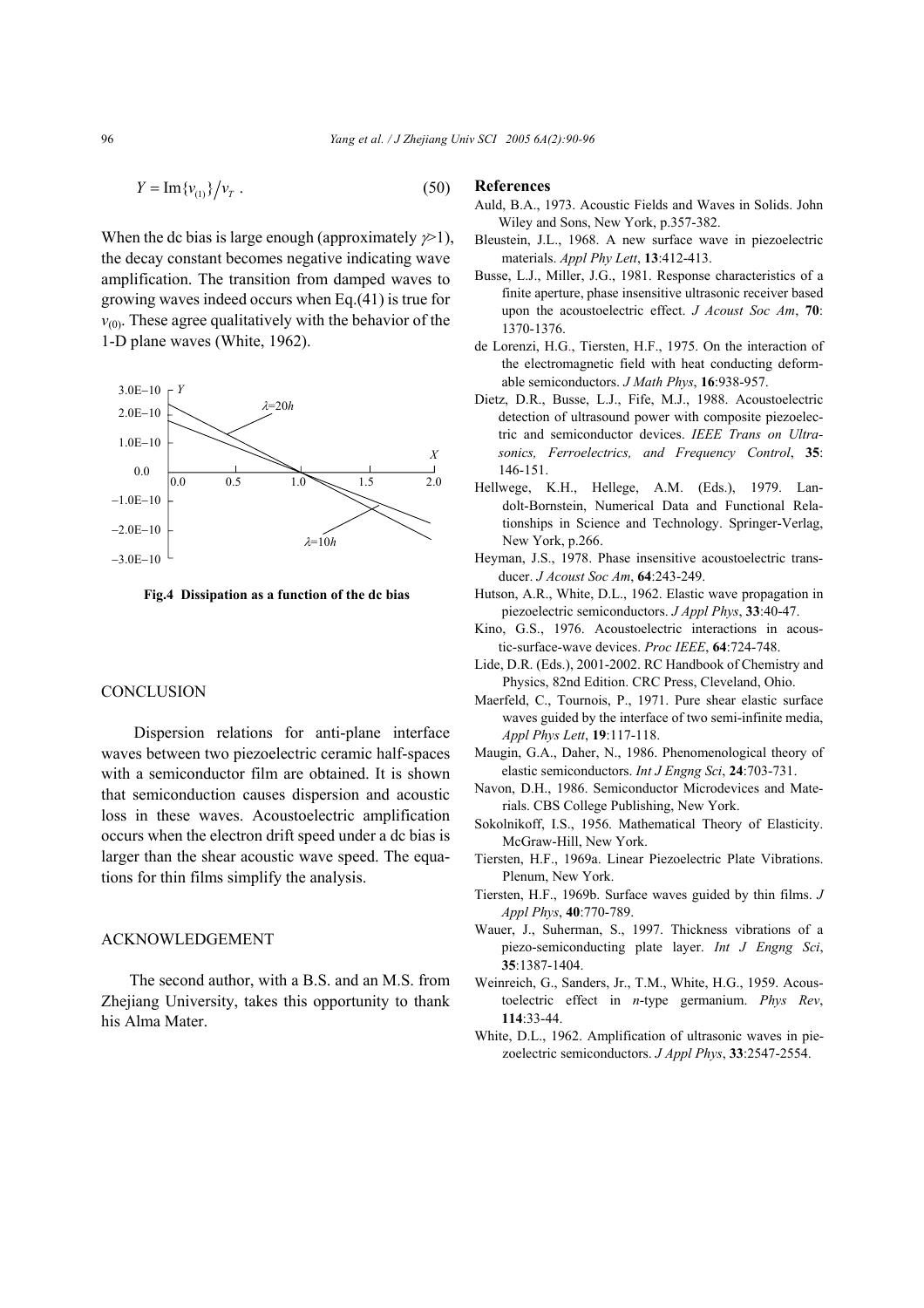$$Y = \mathrm{Im}\{v_{(1)}\}/v_T \ . \tag{50}$$

When the dc bias is large enough (approximately $\gamma$>1), the decay constant becomes negative indicating wave amplification. The transition from damped waves to growing waves indeed occurs when Eq.(41) is true for $v_{(0)}$. These agree qualitatively with the behavior of the 1-D plane waves (White, 1962).

3.0E−10
2.0E−10
1.0E−10
0.0
−1.0E−10
−2.0E−10
−3.0E−10
Y
X
0.0
0.5
1.0
1.5
2.0
$\lambda$=20$h$
$\lambda$=10$h$

**Fig.4 Dissipation as a function of the dc bias**

## CONCLUSION

Dispersion relations for anti-plane interface waves between two piezoelectric ceramic half-spaces with a semiconductor film are obtained. It is shown that semiconduction causes dispersion and acoustic loss in these waves. Acoustoelectric amplification occurs when the electron drift speed under a dc bias is larger than the shear acoustic wave speed. The equations for thin films simplify the analysis.

## ACKNOWLEDGEMENT

The second author, with a B.S. and an M.S. from Zhejiang University, takes this opportunity to thank his Alma Mater.

## References

Auld, B.A., 1973. Acoustic Fields and Waves in Solids. John Wiley and Sons, New York, p.357-382.

Bleustein, J.L., 1968. A new surface wave in piezoelectric materials. *Appl Phy Lett*, **13**:412-413.

Busse, L.J., Miller, J.G., 1981. Response characteristics of a finite aperture, phase insensitive ultrasonic receiver based upon the acoustoelectric effect. *J Acoust Soc Am*, **70**: 1370-1376.

de Lorenzi, H.G., Tiersten, H.F., 1975. On the interaction of the electromagnetic field with heat conducting deformable semiconductors. *J Math Phys*, **16**:938-957.

Dietz, D.R., Busse, L.J., Fife, M.J., 1988. Acoustoelectric detection of ultrasound power with composite piezoelectric and semiconductor devices. *IEEE Trans on Ultrasonics, Ferroelectrics, and Frequency Control*, **35**: 146-151.

Hellwege, K.H., Hellege, A.M. (Eds.), 1979. Landolt-Bornstein, Numerical Data and Functional Relationships in Science and Technology. Springer-Verlag, New York, p.266.

Heyman, J.S., 1978. Phase insensitive acoustoelectric transducer. *J Acoust Soc Am*, **64**:243-249.

Hutson, A.R., White, D.L., 1962. Elastic wave propagation in piezoelectric semiconductors. *J Appl Phys*, **33**:40-47.

Kino, G.S., 1976. Acoustoelectric interactions in acoustic-surface-wave devices. *Proc IEEE*, **64**:724-748.

Lide, D.R. (Eds.), 2001-2002. RC Handbook of Chemistry and Physics, 82nd Edition. CRC Press, Cleveland, Ohio.

Maerfeld, C., Tournois, P., 1971. Pure shear elastic surface waves guided by the interface of two semi-infinite media, *Appl Phys Lett*, **19**:117-118.

Maugin, G.A., Daher, N., 1986. Phenomenological theory of elastic semiconductors. *Int J Engng Sci*, **24**:703-731.

Navon, D.H., 1986. Semiconductor Microdevices and Materials. CBS College Publishing, New York.

Sokolnikoff, I.S., 1956. Mathematical Theory of Elasticity. McGraw-Hill, New York.

Tiersten, H.F., 1969a. Linear Piezoelectric Plate Vibrations. Plenum, New York.

Tiersten, H.F., 1969b. Surface waves guided by thin films. *J Appl Phys*, **40**:770-789.

Wauer, J., Suherman, S., 1997. Thickness vibrations of a piezo-semiconducting plate layer. *Int J Engng Sci*, **35**:1387-1404.

Weinreich, G., Sanders, Jr., T.M., White, H.G., 1959. Acoustoelectric effect in *n*-type germanium. *Phys Rev*, **114**:33-44.

White, D.L., 1962. Amplification of ultrasonic waves in piezoelectric semiconductors. *J Appl Phys*, **33**:2547-2554.